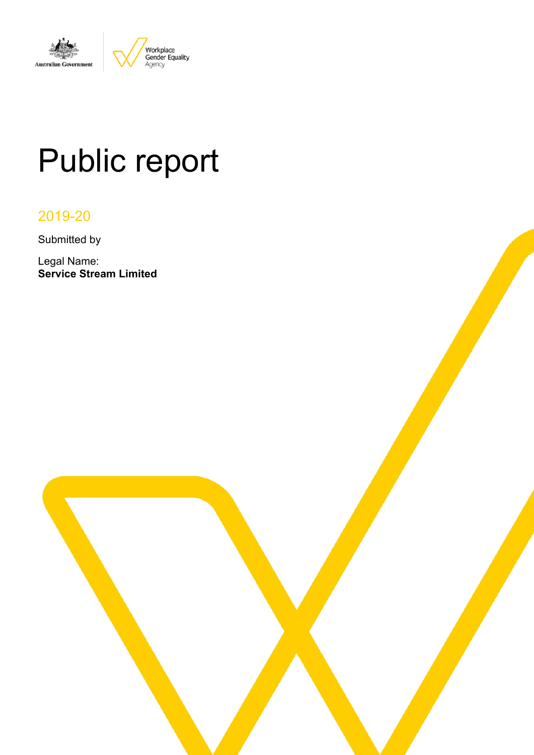# Public report

2019-20

Submitted by

Legal Name:
**Service Stream Limited**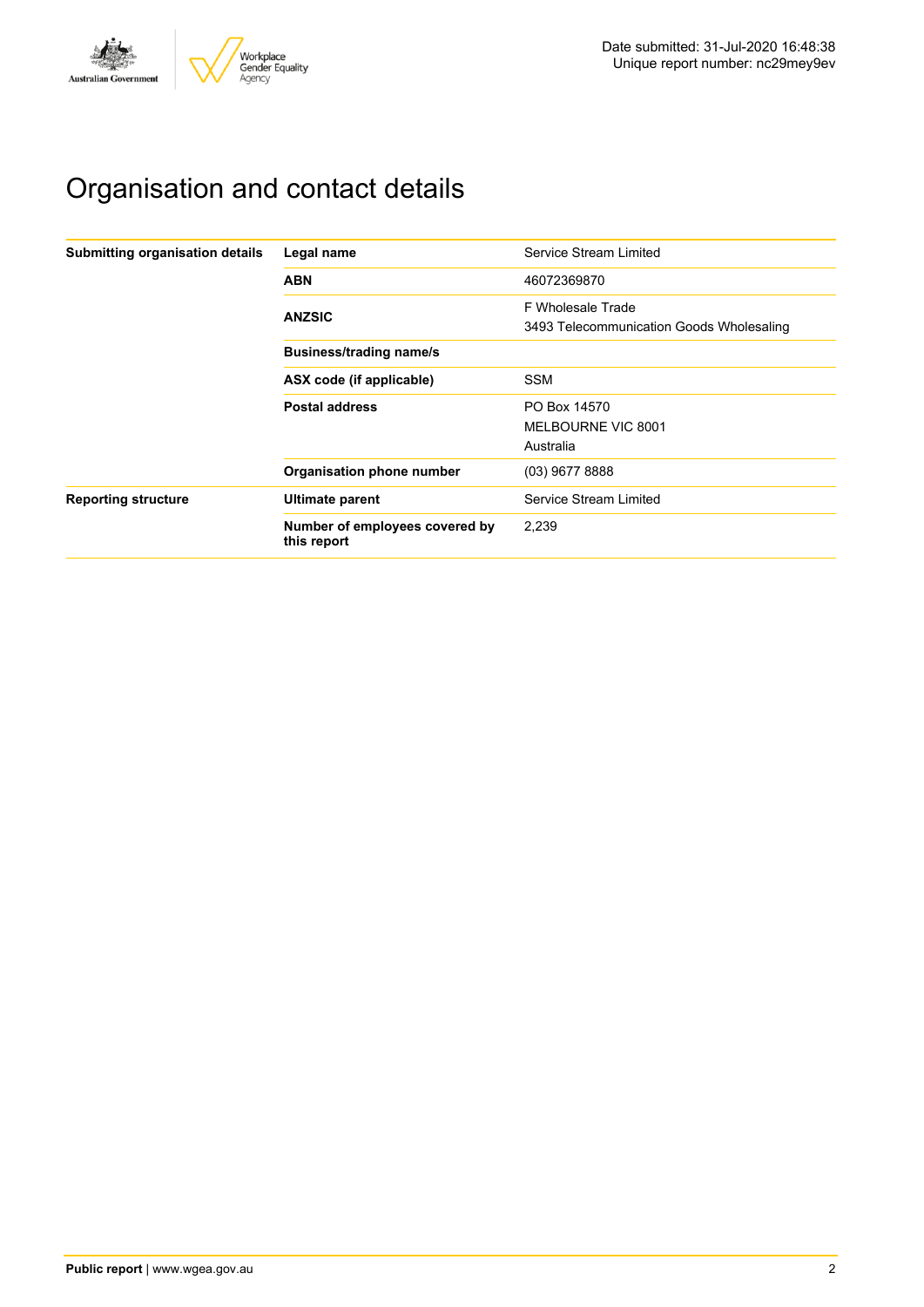Date submitted: 31-Jul-2020 16:48:38
Unique report number: nc29mey9ev

# Organisation and contact details

| | | |
|---|---|---|
| **Submitting organisation details** | **Legal name** | Service Stream Limited |
| | **ABN** | 46072369870 |
| | **ANZSIC** | F Wholesale Trade<br>3493 Telecommunication Goods Wholesaling |
| | **Business/trading name/s** | |
| | **ASX code (if applicable)** | SSM |
| | **Postal address** | PO Box 14570<br>MELBOURNE VIC 8001<br>Australia |
| | **Organisation phone number** | (03) 9677 8888 |
| **Reporting structure** | **Ultimate parent** | Service Stream Limited |
| | **Number of employees covered by this report** | 2,239 |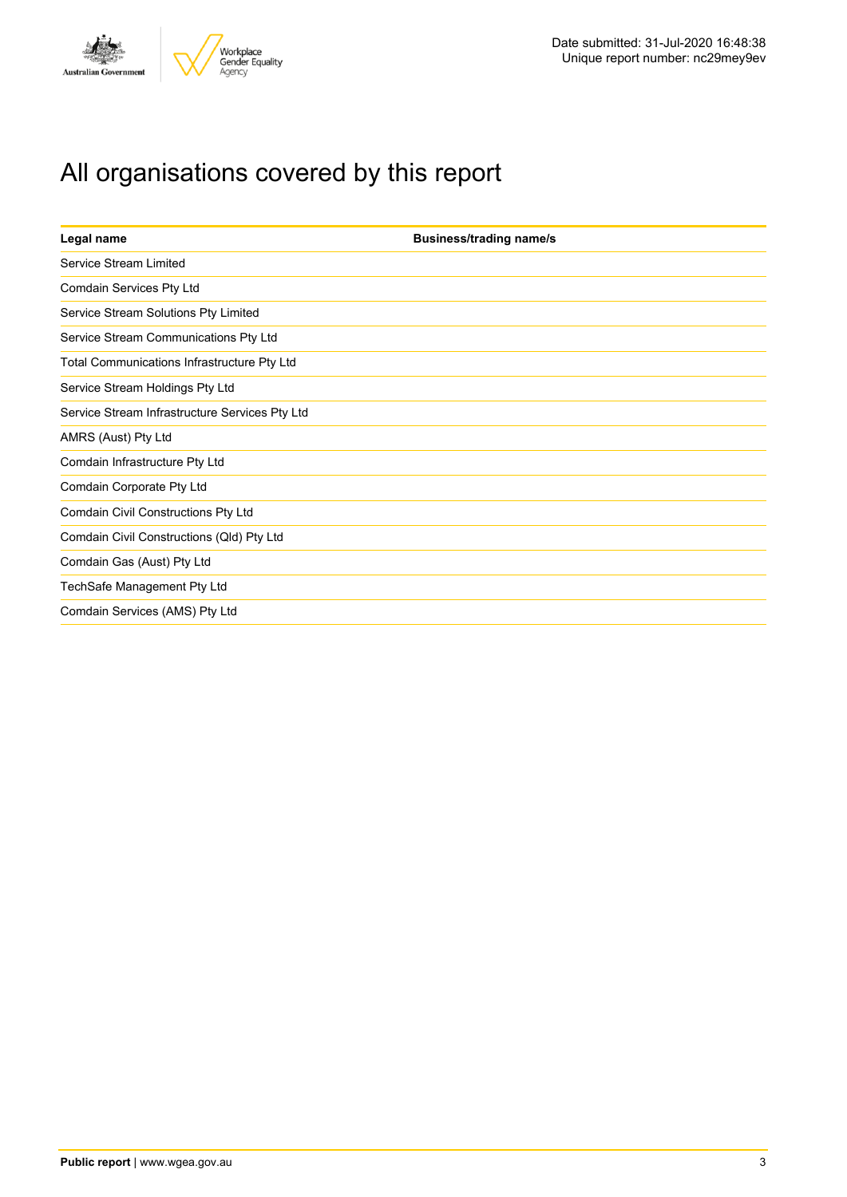# All organisations covered by this report

| Legal name | Business/trading name/s |
| --- | --- |
| Service Stream Limited | |
| Comdain Services Pty Ltd | |
| Service Stream Solutions Pty Limited | |
| Service Stream Communications Pty Ltd | |
| Total Communications Infrastructure Pty Ltd | |
| Service Stream Holdings Pty Ltd | |
| Service Stream Infrastructure Services Pty Ltd | |
| AMRS (Aust) Pty Ltd | |
| Comdain Infrastructure Pty Ltd | |
| Comdain Corporate Pty Ltd | |
| Comdain Civil Constructions Pty Ltd | |
| Comdain Civil Constructions (Qld) Pty Ltd | |
| Comdain Gas (Aust) Pty Ltd | |
| TechSafe Management Pty Ltd | |
| Comdain Services (AMS) Pty Ltd | |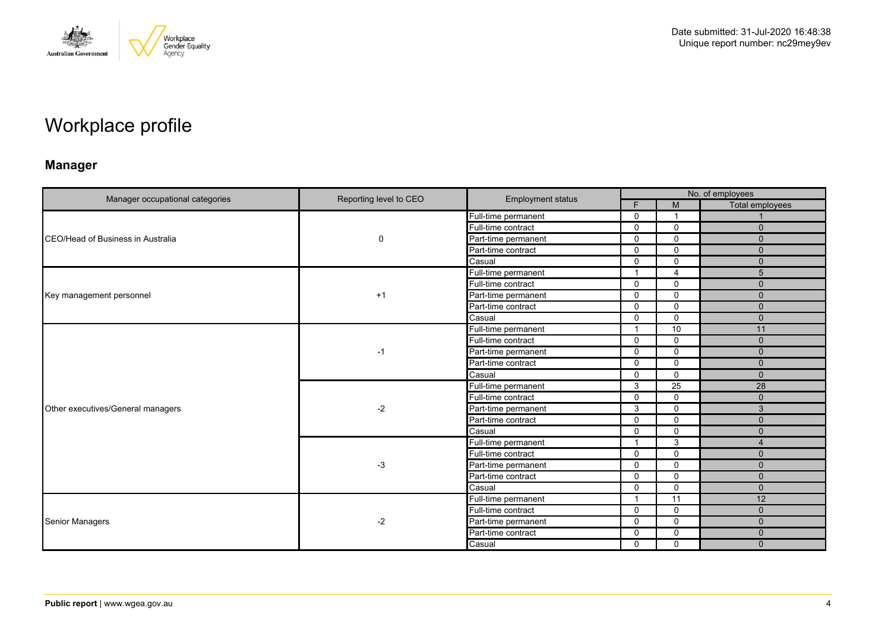Date submitted: 31-Jul-2020 16:48:38
Unique report number: nc29mey9ev

# Workplace profile

## Manager

| Manager occupational categories | Reporting level to CEO | Employment status | No. of employees | | |
|---|---|---|---|---|---|
| | | | F | M | Total employees |
| CEO/Head of Business in Australia | 0 | Full-time permanent | 0 | 1 | 1 |
| | | Full-time contract | 0 | 0 | 0 |
| | | Part-time permanent | 0 | 0 | 0 |
| | | Part-time contract | 0 | 0 | 0 |
| | | Casual | 0 | 0 | 0 |
| Key management personnel | +1 | Full-time permanent | 1 | 4 | 5 |
| | | Full-time contract | 0 | 0 | 0 |
| | | Part-time permanent | 0 | 0 | 0 |
| | | Part-time contract | 0 | 0 | 0 |
| | | Casual | 0 | 0 | 0 |
| Other executives/General managers | -1 | Full-time permanent | 1 | 10 | 11 |
| | | Full-time contract | 0 | 0 | 0 |
| | | Part-time permanent | 0 | 0 | 0 |
| | | Part-time contract | 0 | 0 | 0 |
| | | Casual | 0 | 0 | 0 |
| | -2 | Full-time permanent | 3 | 25 | 28 |
| | | Full-time contract | 0 | 0 | 0 |
| | | Part-time permanent | 3 | 0 | 3 |
| | | Part-time contract | 0 | 0 | 0 |
| | | Casual | 0 | 0 | 0 |
| | -3 | Full-time permanent | 1 | 3 | 4 |
| | | Full-time contract | 0 | 0 | 0 |
| | | Part-time permanent | 0 | 0 | 0 |
| | | Part-time contract | 0 | 0 | 0 |
| | | Casual | 0 | 0 | 0 |
| Senior Managers | -2 | Full-time permanent | 1 | 11 | 12 |
| | | Full-time contract | 0 | 0 | 0 |
| | | Part-time permanent | 0 | 0 | 0 |
| | | Part-time contract | 0 | 0 | 0 |
| | | Casual | 0 | 0 | 0 |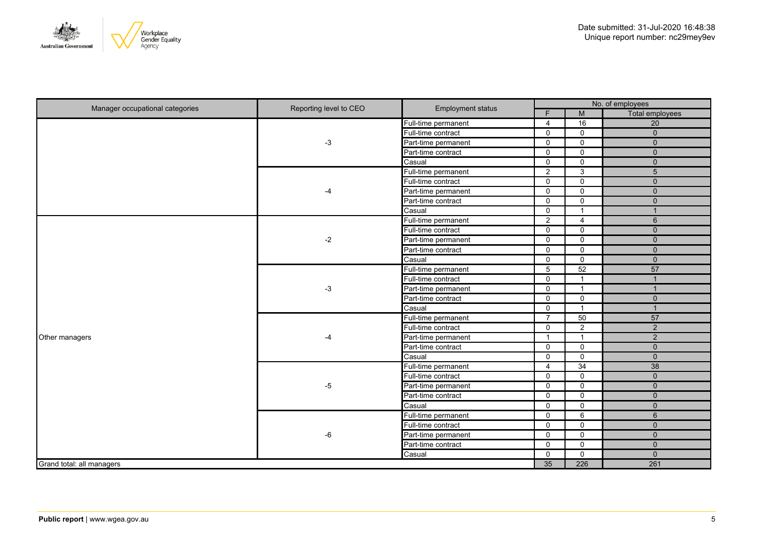Date submitted: 31-Jul-2020 16:48:38
Unique report number: nc29mey9ev

| Manager occupational categories | Reporting level to CEO | Employment status | No. of employees | | |
|---|---|---|---|---|---|
| | | | F | M | Total employees |
| | -3 | Full-time permanent | 4 | 16 | 20 |
| | | Full-time contract | 0 | 0 | 0 |
| | | Part-time permanent | 0 | 0 | 0 |
| | | Part-time contract | 0 | 0 | 0 |
| | | Casual | 0 | 0 | 0 |
| | -4 | Full-time permanent | 2 | 3 | 5 |
| | | Full-time contract | 0 | 0 | 0 |
| | | Part-time permanent | 0 | 0 | 0 |
| | | Part-time contract | 0 | 0 | 0 |
| | | Casual | 0 | 1 | 1 |
| Other managers | -2 | Full-time permanent | 2 | 4 | 6 |
| | | Full-time contract | 0 | 0 | 0 |
| | | Part-time permanent | 0 | 0 | 0 |
| | | Part-time contract | 0 | 0 | 0 |
| | | Casual | 0 | 0 | 0 |
| | -3 | Full-time permanent | 5 | 52 | 57 |
| | | Full-time contract | 0 | 1 | 1 |
| | | Part-time permanent | 0 | 1 | 1 |
| | | Part-time contract | 0 | 0 | 0 |
| | | Casual | 0 | 1 | 1 |
| | -4 | Full-time permanent | 7 | 50 | 57 |
| | | Full-time contract | 0 | 2 | 2 |
| | | Part-time permanent | 1 | 1 | 2 |
| | | Part-time contract | 0 | 0 | 0 |
| | | Casual | 0 | 0 | 0 |
| | -5 | Full-time permanent | 4 | 34 | 38 |
| | | Full-time contract | 0 | 0 | 0 |
| | | Part-time permanent | 0 | 0 | 0 |
| | | Part-time contract | 0 | 0 | 0 |
| | | Casual | 0 | 0 | 0 |
| | -6 | Full-time permanent | 0 | 6 | 6 |
| | | Full-time contract | 0 | 0 | 0 |
| | | Part-time permanent | 0 | 0 | 0 |
| | | Part-time contract | 0 | 0 | 0 |
| | | Casual | 0 | 0 | 0 |
| Grand total: all managers | | | 35 | 226 | 261 |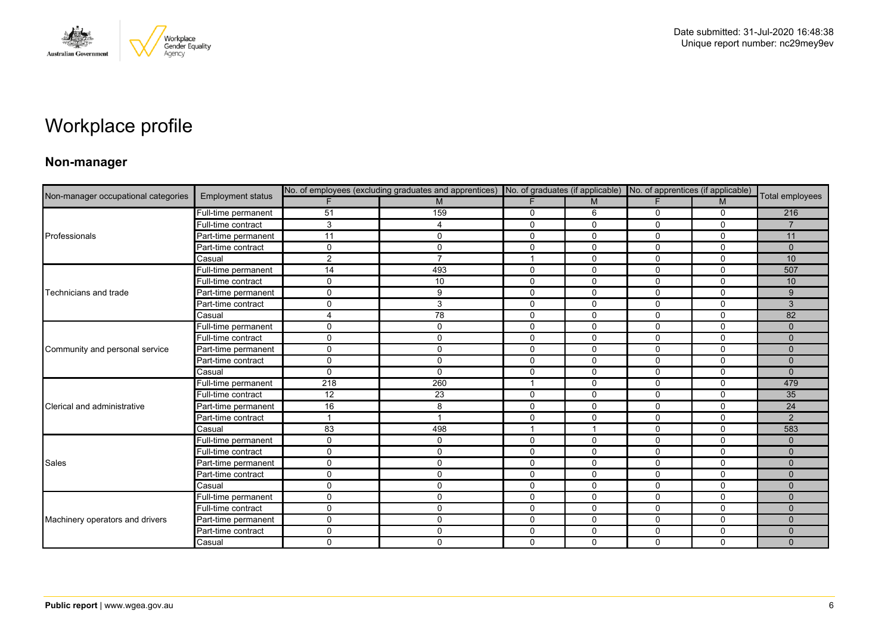# Workplace profile

## Non-manager

| Non-manager occupational categories | Employment status | No. of employees (excluding graduates and apprentices) | | No. of graduates (if applicable) | | No. of apprentices (if applicable) | | Total employees |
|---|---|---|---|---|---|---|---|---|
| | | F | M | F | M | F | M | |
| Professionals | Full-time permanent | 51 | 159 | 0 | 6 | 0 | 0 | 216 |
| | Full-time contract | 3 | 4 | 0 | 0 | 0 | 0 | 7 |
| | Part-time permanent | 11 | 0 | 0 | 0 | 0 | 0 | 11 |
| | Part-time contract | 0 | 0 | 0 | 0 | 0 | 0 | 0 |
| | Casual | 2 | 7 | 1 | 0 | 0 | 0 | 10 |
| Technicians and trade | Full-time permanent | 14 | 493 | 0 | 0 | 0 | 0 | 507 |
| | Full-time contract | 0 | 10 | 0 | 0 | 0 | 0 | 10 |
| | Part-time permanent | 0 | 9 | 0 | 0 | 0 | 0 | 9 |
| | Part-time contract | 0 | 3 | 0 | 0 | 0 | 0 | 3 |
| | Casual | 4 | 78 | 0 | 0 | 0 | 0 | 82 |
| Community and personal service | Full-time permanent | 0 | 0 | 0 | 0 | 0 | 0 | 0 |
| | Full-time contract | 0 | 0 | 0 | 0 | 0 | 0 | 0 |
| | Part-time permanent | 0 | 0 | 0 | 0 | 0 | 0 | 0 |
| | Part-time contract | 0 | 0 | 0 | 0 | 0 | 0 | 0 |
| | Casual | 0 | 0 | 0 | 0 | 0 | 0 | 0 |
| Clerical and administrative | Full-time permanent | 218 | 260 | 1 | 0 | 0 | 0 | 479 |
| | Full-time contract | 12 | 23 | 0 | 0 | 0 | 0 | 35 |
| | Part-time permanent | 16 | 8 | 0 | 0 | 0 | 0 | 24 |
| | Part-time contract | 1 | 1 | 0 | 0 | 0 | 0 | 2 |
| | Casual | 83 | 498 | 1 | 1 | 0 | 0 | 583 |
| Sales | Full-time permanent | 0 | 0 | 0 | 0 | 0 | 0 | 0 |
| | Full-time contract | 0 | 0 | 0 | 0 | 0 | 0 | 0 |
| | Part-time permanent | 0 | 0 | 0 | 0 | 0 | 0 | 0 |
| | Part-time contract | 0 | 0 | 0 | 0 | 0 | 0 | 0 |
| | Casual | 0 | 0 | 0 | 0 | 0 | 0 | 0 |
| Machinery operators and drivers | Full-time permanent | 0 | 0 | 0 | 0 | 0 | 0 | 0 |
| | Full-time contract | 0 | 0 | 0 | 0 | 0 | 0 | 0 |
| | Part-time permanent | 0 | 0 | 0 | 0 | 0 | 0 | 0 |
| | Part-time contract | 0 | 0 | 0 | 0 | 0 | 0 | 0 |
| | Casual | 0 | 0 | 0 | 0 | 0 | 0 | 0 |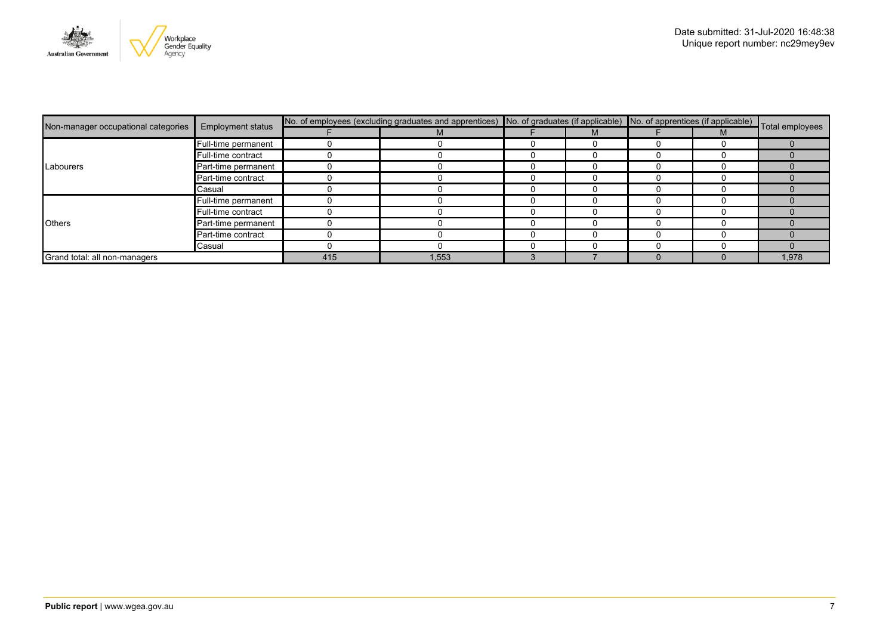Date submitted: 31-Jul-2020 16:48:38
Unique report number: nc29mey9ev

| Non-manager occupational categories | Employment status | No. of employees (excluding graduates and apprentices) | | No. of graduates (if applicable) | | No. of apprentices (if applicable) | | Total employees |
|---|---|---|---|---|---|---|---|---|
| | | F | M | F | M | F | M | |
| Labourers | Full-time permanent | 0 | 0 | 0 | 0 | 0 | 0 | 0 |
| | Full-time contract | 0 | 0 | 0 | 0 | 0 | 0 | 0 |
| | Part-time permanent | 0 | 0 | 0 | 0 | 0 | 0 | 0 |
| | Part-time contract | 0 | 0 | 0 | 0 | 0 | 0 | 0 |
| | Casual | 0 | 0 | 0 | 0 | 0 | 0 | 0 |
| Others | Full-time permanent | 0 | 0 | 0 | 0 | 0 | 0 | 0 |
| | Full-time contract | 0 | 0 | 0 | 0 | 0 | 0 | 0 |
| | Part-time permanent | 0 | 0 | 0 | 0 | 0 | 0 | 0 |
| | Part-time contract | 0 | 0 | 0 | 0 | 0 | 0 | 0 |
| | Casual | 0 | 0 | 0 | 0 | 0 | 0 | 0 |
| Grand total: all non-managers | | 415 | 1,553 | 3 | 7 | 0 | 0 | 1,978 |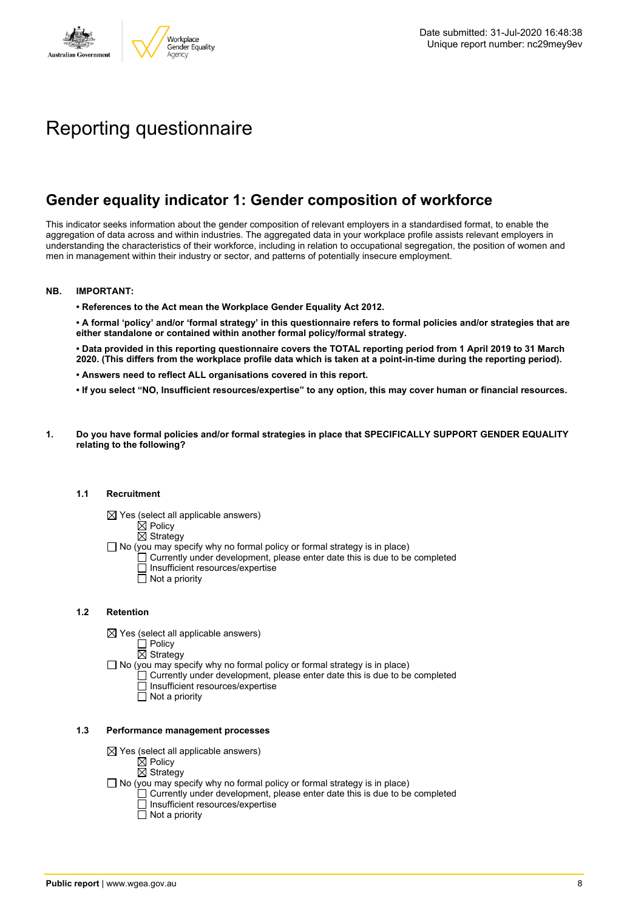Date submitted: 31-Jul-2020 16:48:38
Unique report number: nc29mey9ev

# Reporting questionnaire

## Gender equality indicator 1: Gender composition of workforce

This indicator seeks information about the gender composition of relevant employers in a standardised format, to enable the aggregation of data across and within industries. The aggregated data in your workplace profile assists relevant employers in understanding the characteristics of their workforce, including in relation to occupational segregation, the position of women and men in management within their industry or sector, and patterns of potentially insecure employment.

**NB. IMPORTANT:**

**• References to the Act mean the Workplace Gender Equality Act 2012.**

**• A formal 'policy' and/or 'formal strategy' in this questionnaire refers to formal policies and/or strategies that are either standalone or contained within another formal policy/formal strategy.**

**• Data provided in this reporting questionnaire covers the TOTAL reporting period from 1 April 2019 to 31 March 2020. (This differs from the workplace profile data which is taken at a point-in-time during the reporting period).**

**• Answers need to reflect ALL organisations covered in this report.**

**• If you select "NO, Insufficient resources/expertise" to any option, this may cover human or financial resources.**

**1. Do you have formal policies and/or formal strategies in place that SPECIFICALLY SUPPORT GENDER EQUALITY relating to the following?**

**1.1 Recruitment**

- ☒ Yes (select all applicable answers)
  - ☒ Policy
  - ☒ Strategy
- ☐ No (you may specify why no formal policy or formal strategy is in place)
  - ☐ Currently under development, please enter date this is due to be completed
  - ☐ Insufficient resources/expertise
  - ☐ Not a priority

**1.2 Retention**

- ☒ Yes (select all applicable answers)
  - ☐ Policy
  - ☒ Strategy
- ☐ No (you may specify why no formal policy or formal strategy is in place)
  - ☐ Currently under development, please enter date this is due to be completed
  - ☐ Insufficient resources/expertise
  - ☐ Not a priority

**1.3 Performance management processes**

- ☒ Yes (select all applicable answers)
  - ☒ Policy
  - ☒ Strategy
- ☐ No (you may specify why no formal policy or formal strategy is in place)
  - ☐ Currently under development, please enter date this is due to be completed
  - ☐ Insufficient resources/expertise
  - ☐ Not a priority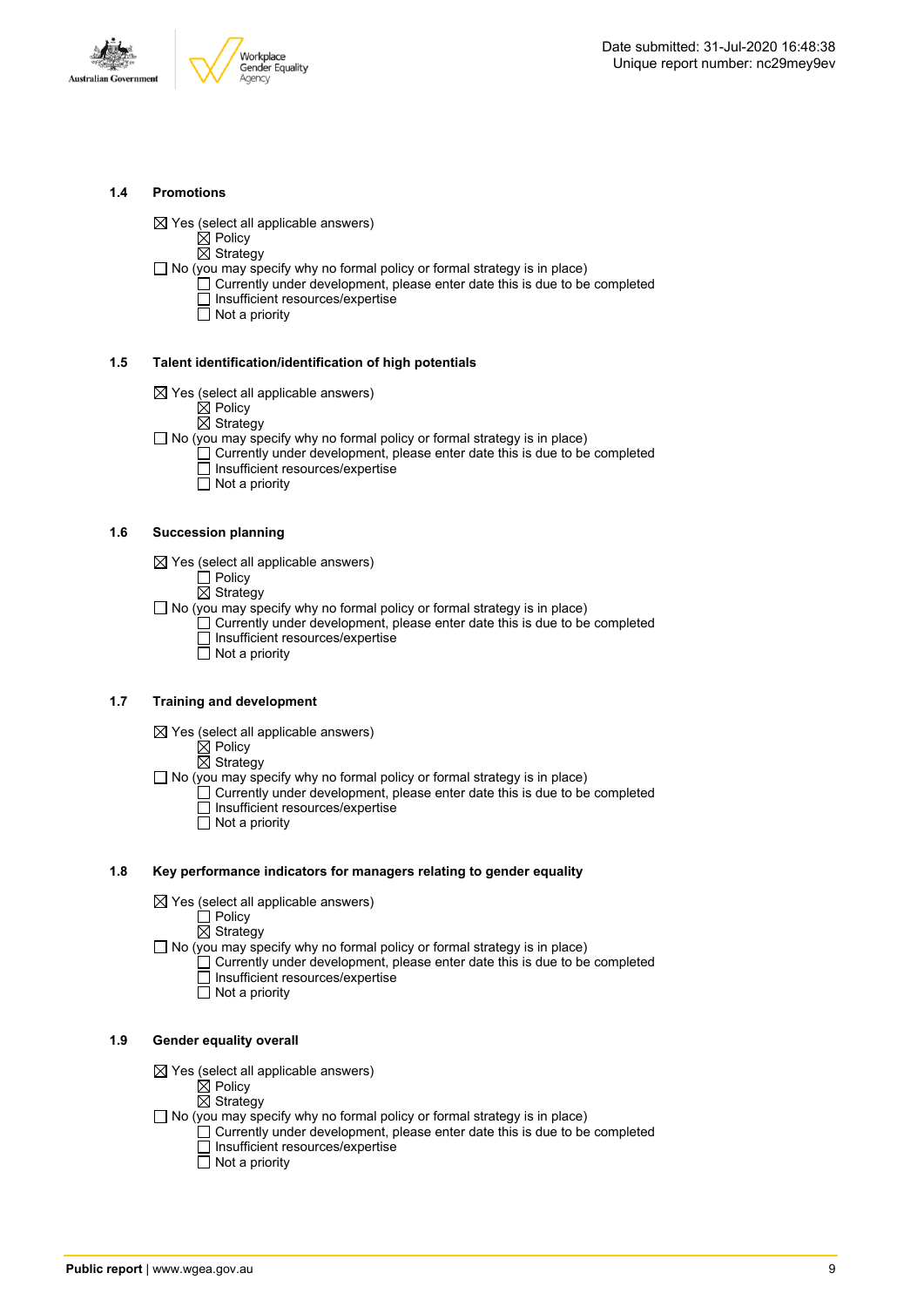### 1.4 Promotions

- ☒ Yes (select all applicable answers)
  - ☒ Policy
  - ☒ Strategy
- ☐ No (you may specify why no formal policy or formal strategy is in place)
  - ☐ Currently under development, please enter date this is due to be completed
  - ☐ Insufficient resources/expertise
  - ☐ Not a priority

### 1.5 Talent identification/identification of high potentials

- ☒ Yes (select all applicable answers)
  - ☒ Policy
  - ☒ Strategy
- ☐ No (you may specify why no formal policy or formal strategy is in place)
  - ☐ Currently under development, please enter date this is due to be completed
  - ☐ Insufficient resources/expertise
  - ☐ Not a priority

### 1.6 Succession planning

- ☒ Yes (select all applicable answers)
  - ☐ Policy
  - ☒ Strategy
- ☐ No (you may specify why no formal policy or formal strategy is in place)
  - ☐ Currently under development, please enter date this is due to be completed
  - ☐ Insufficient resources/expertise
  - ☐ Not a priority

### 1.7 Training and development

- ☒ Yes (select all applicable answers)
  - ☒ Policy
  - ☒ Strategy
- ☐ No (you may specify why no formal policy or formal strategy is in place)
  - ☐ Currently under development, please enter date this is due to be completed
  - ☐ Insufficient resources/expertise
  - ☐ Not a priority

### 1.8 Key performance indicators for managers relating to gender equality

- ☒ Yes (select all applicable answers)
  - ☐ Policy
  - ☒ Strategy
- ☐ No (you may specify why no formal policy or formal strategy is in place)
  - ☐ Currently under development, please enter date this is due to be completed
  - ☐ Insufficient resources/expertise
  - ☐ Not a priority

### 1.9 Gender equality overall

- ☒ Yes (select all applicable answers)
  - ☒ Policy
  - ☒ Strategy
- ☐ No (you may specify why no formal policy or formal strategy is in place)
  - ☐ Currently under development, please enter date this is due to be completed
  - ☐ Insufficient resources/expertise
  - ☐ Not a priority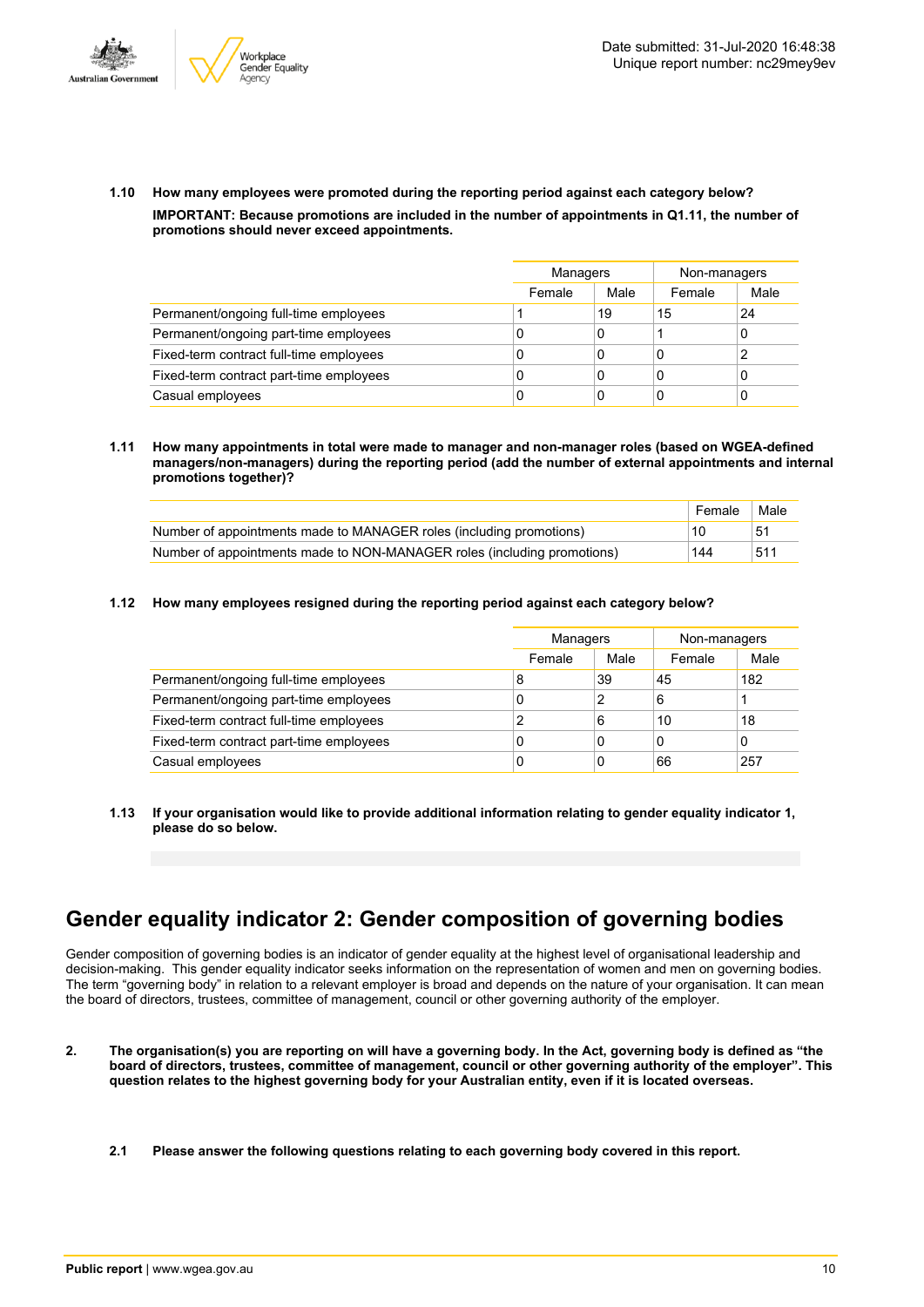**1.10 How many employees were promoted during the reporting period against each category below?**

**IMPORTANT: Because promotions are included in the number of appointments in Q1.11, the number of promotions should never exceed appointments.**

| | Managers | | Non-managers | |
|---|---|---|---|---|
| | Female | Male | Female | Male |
| Permanent/ongoing full-time employees | 1 | 19 | 15 | 24 |
| Permanent/ongoing part-time employees | 0 | 0 | 1 | 0 |
| Fixed-term contract full-time employees | 0 | 0 | 0 | 2 |
| Fixed-term contract part-time employees | 0 | 0 | 0 | 0 |
| Casual employees | 0 | 0 | 0 | 0 |

**1.11 How many appointments in total were made to manager and non-manager roles (based on WGEA-defined managers/non-managers) during the reporting period (add the number of external appointments and internal promotions together)?**

| | Female | Male |
|---|---|---|
| Number of appointments made to MANAGER roles (including promotions) | 10 | 51 |
| Number of appointments made to NON-MANAGER roles (including promotions) | 144 | 511 |

**1.12 How many employees resigned during the reporting period against each category below?**

| | Managers | | Non-managers | |
|---|---|---|---|---|
| | Female | Male | Female | Male |
| Permanent/ongoing full-time employees | 8 | 39 | 45 | 182 |
| Permanent/ongoing part-time employees | 0 | 2 | 6 | 1 |
| Fixed-term contract full-time employees | 2 | 6 | 10 | 18 |
| Fixed-term contract part-time employees | 0 | 0 | 0 | 0 |
| Casual employees | 0 | 0 | 66 | 257 |

**1.13 If your organisation would like to provide additional information relating to gender equality indicator 1, please do so below.**

## Gender equality indicator 2: Gender composition of governing bodies

Gender composition of governing bodies is an indicator of gender equality at the highest level of organisational leadership and decision-making. This gender equality indicator seeks information on the representation of women and men on governing bodies. The term "governing body" in relation to a relevant employer is broad and depends on the nature of your organisation. It can mean the board of directors, trustees, committee of management, council or other governing authority of the employer.

**2. The organisation(s) you are reporting on will have a governing body. In the Act, governing body is defined as "the board of directors, trustees, committee of management, council or other governing authority of the employer". This question relates to the highest governing body for your Australian entity, even if it is located overseas.**

**2.1 Please answer the following questions relating to each governing body covered in this report.**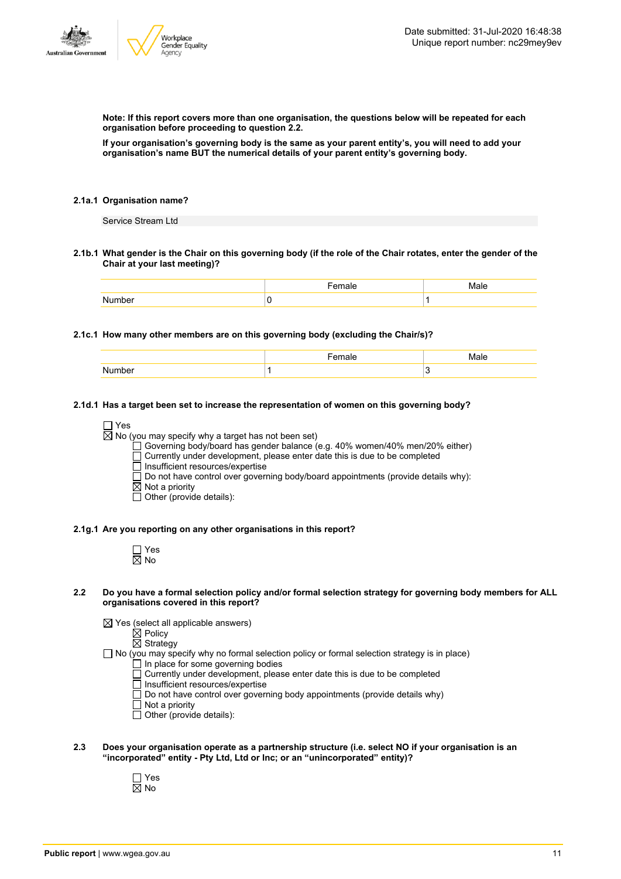**Note: If this report covers more than one organisation, the questions below will be repeated for each organisation before proceeding to question 2.2.**

**If your organisation's governing body is the same as your parent entity's, you will need to add your organisation's name BUT the numerical details of your parent entity's governing body.**

**2.1a.1 Organisation name?**

Service Stream Ltd

**2.1b.1 What gender is the Chair on this governing body (if the role of the Chair rotates, enter the gender of the Chair at your last meeting)?**

| | Female | Male |
|---|---|---|
| Number | 0 | 1 |

**2.1c.1 How many other members are on this governing body (excluding the Chair/s)?**

| | Female | Male |
|---|---|---|
| Number | 1 | 3 |

**2.1d.1 Has a target been set to increase the representation of women on this governing body?**

- ☐ Yes
- ☒ No (you may specify why a target has not been set)
  - ☐ Governing body/board has gender balance (e.g. 40% women/40% men/20% either)
  - ☐ Currently under development, please enter date this is due to be completed
  - ☐ Insufficient resources/expertise
  - ☐ Do not have control over governing body/board appointments (provide details why):
  - ☒ Not a priority
  - ☐ Other (provide details):

**2.1g.1 Are you reporting on any other organisations in this report?**

- ☐ Yes
- ☒ No

**2.2 Do you have a formal selection policy and/or formal selection strategy for governing body members for ALL organisations covered in this report?**

- ☒ Yes (select all applicable answers)
  - ☒ Policy
  - ☒ Strategy
- ☐ No (you may specify why no formal selection policy or formal selection strategy is in place)
  - ☐ In place for some governing bodies
  - ☐ Currently under development, please enter date this is due to be completed
  - ☐ Insufficient resources/expertise
  - ☐ Do not have control over governing body appointments (provide details why)
  - ☐ Not a priority
  - ☐ Other (provide details):

**2.3 Does your organisation operate as a partnership structure (i.e. select NO if your organisation is an "incorporated" entity - Pty Ltd, Ltd or Inc; or an "unincorporated" entity)?**

- ☐ Yes
- ☒ No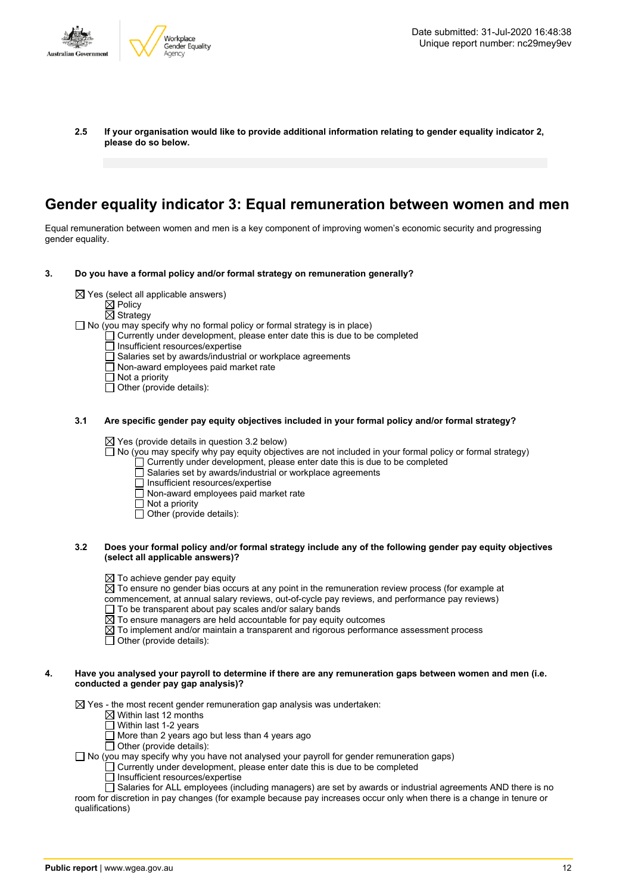**2.5 If your organisation would like to provide additional information relating to gender equality indicator 2, please do so below.**

## Gender equality indicator 3: Equal remuneration between women and men

Equal remuneration between women and men is a key component of improving women's economic security and progressing gender equality.

**3. Do you have a formal policy and/or formal strategy on remuneration generally?**

☒ Yes (select all applicable answers)
- ☒ Policy
- ☒ Strategy

☐ No (you may specify why no formal policy or formal strategy is in place)
- ☐ Currently under development, please enter date this is due to be completed
- ☐ Insufficient resources/expertise
- ☐ Salaries set by awards/industrial or workplace agreements
- ☐ Non-award employees paid market rate
- ☐ Not a priority
- ☐ Other (provide details):

**3.1 Are specific gender pay equity objectives included in your formal policy and/or formal strategy?**

☒ Yes (provide details in question 3.2 below)

☐ No (you may specify why pay equity objectives are not included in your formal policy or formal strategy)
- ☐ Currently under development, please enter date this is due to be completed
- ☐ Salaries set by awards/industrial or workplace agreements
- ☐ Insufficient resources/expertise
- ☐ Non-award employees paid market rate
- ☐ Not a priority
- ☐ Other (provide details):

**3.2 Does your formal policy and/or formal strategy include any of the following gender pay equity objectives (select all applicable answers)?**

- ☒ To achieve gender pay equity
- ☒ To ensure no gender bias occurs at any point in the remuneration review process (for example at commencement, at annual salary reviews, out-of-cycle pay reviews, and performance pay reviews)
- ☐ To be transparent about pay scales and/or salary bands
- ☒ To ensure managers are held accountable for pay equity outcomes
- ☒ To implement and/or maintain a transparent and rigorous performance assessment process
- ☐ Other (provide details):

**4. Have you analysed your payroll to determine if there are any remuneration gaps between women and men (i.e. conducted a gender pay gap analysis)?**

☒ Yes - the most recent gender remuneration gap analysis was undertaken:
- ☒ Within last 12 months
- ☐ Within last 1-2 years
- ☐ More than 2 years ago but less than 4 years ago
- ☐ Other (provide details):

☐ No (you may specify why you have not analysed your payroll for gender remuneration gaps)
- ☐ Currently under development, please enter date this is due to be completed
- ☐ Insufficient resources/expertise
- ☐ Salaries for ALL employees (including managers) are set by awards or industrial agreements AND there is no room for discretion in pay changes (for example because pay increases occur only when there is a change in tenure or qualifications)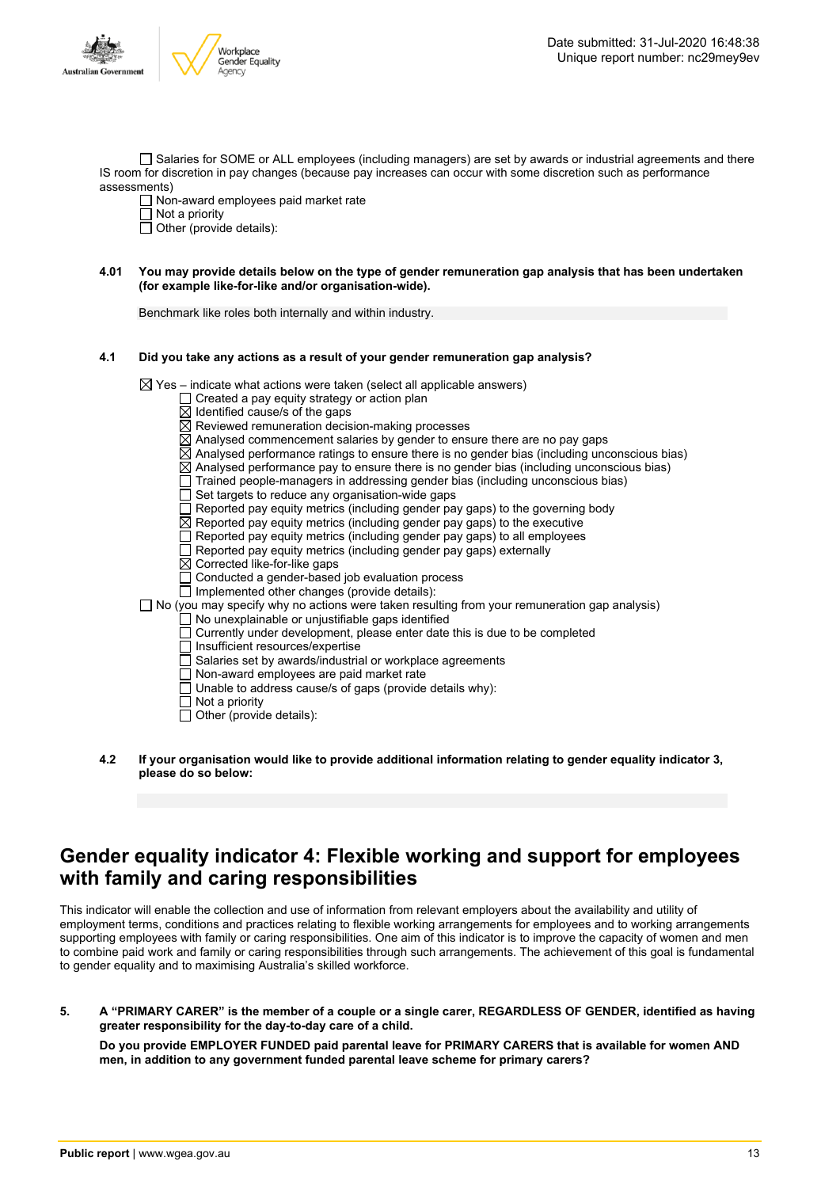☐ Salaries for SOME or ALL employees (including managers) are set by awards or industrial agreements and there IS room for discretion in pay changes (because pay increases can occur with some discretion such as performance assessments)

☐ Non-award employees paid market rate

☐ Not a priority

☐ Other (provide details):

**4.01 You may provide details below on the type of gender remuneration gap analysis that has been undertaken (for example like-for-like and/or organisation-wide).**

Benchmark like roles both internally and within industry.

**4.1 Did you take any actions as a result of your gender remuneration gap analysis?**

☒ Yes – indicate what actions were taken (select all applicable answers)

- ☐ Created a pay equity strategy or action plan
- ☒ Identified cause/s of the gaps
- ☒ Reviewed remuneration decision-making processes
- ☒ Analysed commencement salaries by gender to ensure there are no pay gaps
- ☒ Analysed performance ratings to ensure there is no gender bias (including unconscious bias)
- ☒ Analysed performance pay to ensure there is no gender bias (including unconscious bias)
- ☐ Trained people-managers in addressing gender bias (including unconscious bias)
- ☐ Set targets to reduce any organisation-wide gaps
- ☐ Reported pay equity metrics (including gender pay gaps) to the governing body
- ☒ Reported pay equity metrics (including gender pay gaps) to the executive
- ☐ Reported pay equity metrics (including gender pay gaps) to all employees
- ☐ Reported pay equity metrics (including gender pay gaps) externally
- ☒ Corrected like-for-like gaps
- ☐ Conducted a gender-based job evaluation process
- ☐ Implemented other changes (provide details):

☐ No (you may specify why no actions were taken resulting from your remuneration gap analysis)

- ☐ No unexplainable or unjustifiable gaps identified
- ☐ Currently under development, please enter date this is due to be completed
- ☐ Insufficient resources/expertise
- ☐ Salaries set by awards/industrial or workplace agreements
- ☐ Non-award employees are paid market rate
- ☐ Unable to address cause/s of gaps (provide details why):
- ☐ Not a priority
- ☐ Other (provide details):

**4.2 If your organisation would like to provide additional information relating to gender equality indicator 3, please do so below:**

# Gender equality indicator 4: Flexible working and support for employees with family and caring responsibilities

This indicator will enable the collection and use of information from relevant employers about the availability and utility of employment terms, conditions and practices relating to flexible working arrangements for employees and to working arrangements supporting employees with family or caring responsibilities. One aim of this indicator is to improve the capacity of women and men to combine paid work and family or caring responsibilities through such arrangements. The achievement of this goal is fundamental to gender equality and to maximising Australia's skilled workforce.

**5. A "PRIMARY CARER" is the member of a couple or a single carer, REGARDLESS OF GENDER, identified as having greater responsibility for the day-to-day care of a child.**

**Do you provide EMPLOYER FUNDED paid parental leave for PRIMARY CARERS that is available for women AND men, in addition to any government funded parental leave scheme for primary carers?**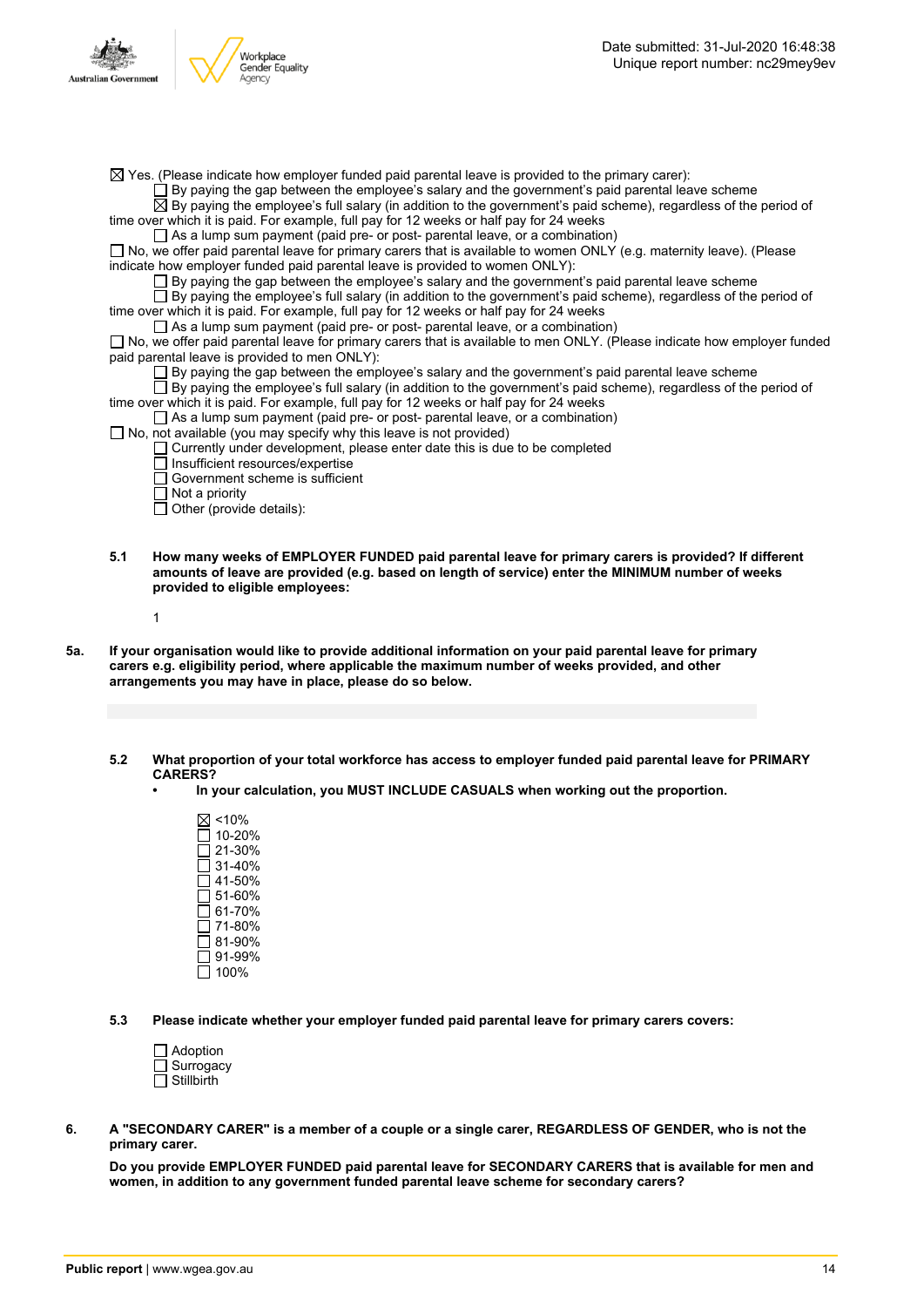☒ Yes. (Please indicate how employer funded paid parental leave is provided to the primary carer):

- ☐ By paying the gap between the employee's salary and the government's paid parental leave scheme
- ☒ By paying the employee's full salary (in addition to the government's paid scheme), regardless of the period of time over which it is paid. For example, full pay for 12 weeks or half pay for 24 weeks
- ☐ As a lump sum payment (paid pre- or post- parental leave, or a combination)

☐ No, we offer paid parental leave for primary carers that is available to women ONLY (e.g. maternity leave). (Please indicate how employer funded paid parental leave is provided to women ONLY):

- ☐ By paying the gap between the employee's salary and the government's paid parental leave scheme
- ☐ By paying the employee's full salary (in addition to the government's paid scheme), regardless of the period of time over which it is paid. For example, full pay for 12 weeks or half pay for 24 weeks
- ☐ As a lump sum payment (paid pre- or post- parental leave, or a combination)

☐ No, we offer paid parental leave for primary carers that is available to men ONLY. (Please indicate how employer funded paid parental leave is provided to men ONLY):

- ☐ By paying the gap between the employee's salary and the government's paid parental leave scheme
- ☐ By paying the employee's full salary (in addition to the government's paid scheme), regardless of the period of time over which it is paid. For example, full pay for 12 weeks or half pay for 24 weeks
- ☐ As a lump sum payment (paid pre- or post- parental leave, or a combination)

☐ No, not available (you may specify why this leave is not provided)

- ☐ Currently under development, please enter date this is due to be completed
- ☐ Insufficient resources/expertise
- ☐ Government scheme is sufficient
- ☐ Not a priority
- ☐ Other (provide details):

**5.1 How many weeks of EMPLOYER FUNDED paid parental leave for primary carers is provided? If different amounts of leave are provided (e.g. based on length of service) enter the MINIMUM number of weeks provided to eligible employees:**

1

**5a. If your organisation would like to provide additional information on your paid parental leave for primary carers e.g. eligibility period, where applicable the maximum number of weeks provided, and other arrangements you may have in place, please do so below.**

**5.2 What proportion of your total workforce has access to employer funded paid parental leave for PRIMARY CARERS?**

- **In your calculation, you MUST INCLUDE CASUALS when working out the proportion.**

☒ <10%
☐ 10-20%
☐ 21-30%
☐ 31-40%
☐ 41-50%
☐ 51-60%
☐ 61-70%
☐ 71-80%
☐ 81-90%
☐ 91-99%
☐ 100%

**5.3 Please indicate whether your employer funded paid parental leave for primary carers covers:**

☐ Adoption
☐ Surrogacy
☐ Stillbirth

**6. A "SECONDARY CARER" is a member of a couple or a single carer, REGARDLESS OF GENDER, who is not the primary carer.**

**Do you provide EMPLOYER FUNDED paid parental leave for SECONDARY CARERS that is available for men and women, in addition to any government funded parental leave scheme for secondary carers?**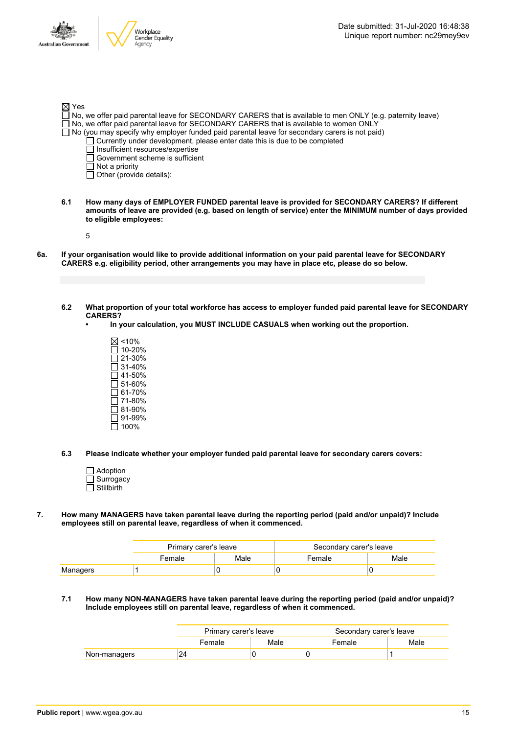- [x] Yes
- [ ] No, we offer paid parental leave for SECONDARY CARERS that is available to men ONLY (e.g. paternity leave)
- [ ] No, we offer paid parental leave for SECONDARY CARERS that is available to women ONLY
- [ ] No (you may specify why employer funded paid parental leave for secondary carers is not paid)
  - [ ] Currently under development, please enter date this is due to be completed
  - [ ] Insufficient resources/expertise
  - [ ] Government scheme is sufficient
  - [ ] Not a priority
  - [ ] Other (provide details):

**6.1 How many days of EMPLOYER FUNDED parental leave is provided for SECONDARY CARERS? If different amounts of leave are provided (e.g. based on length of service) enter the MINIMUM number of days provided to eligible employees:**

5

**6a. If your organisation would like to provide additional information on your paid parental leave for SECONDARY CARERS e.g. eligibility period, other arrangements you may have in place etc, please do so below.**

**6.2 What proportion of your total workforce has access to employer funded paid parental leave for SECONDARY CARERS?**

- **In your calculation, you MUST INCLUDE CASUALS when working out the proportion.**

- [x] <10%
- [ ] 10-20%
- [ ] 21-30%
- [ ] 31-40%
- [ ] 41-50%
- [ ] 51-60%
- [ ] 61-70%
- [ ] 71-80%
- [ ] 81-90%
- [ ] 91-99%
- [ ] 100%

**6.3 Please indicate whether your employer funded paid parental leave for secondary carers covers:**

- [ ] Adoption
- [ ] Surrogacy
- [ ] Stillbirth

**7. How many MANAGERS have taken parental leave during the reporting period (paid and/or unpaid)? Include employees still on parental leave, regardless of when it commenced.**

| | Primary carer's leave | | Secondary carer's leave | |
|---|---|---|---|---|
| | Female | Male | Female | Male |
| Managers | 1 | 0 | 0 | 0 |

**7.1 How many NON-MANAGERS have taken parental leave during the reporting period (paid and/or unpaid)? Include employees still on parental leave, regardless of when it commenced.**

| | Primary carer's leave | | Secondary carer's leave | |
|---|---|---|---|---|
| | Female | Male | Female | Male |
| Non-managers | 24 | 0 | 0 | 1 |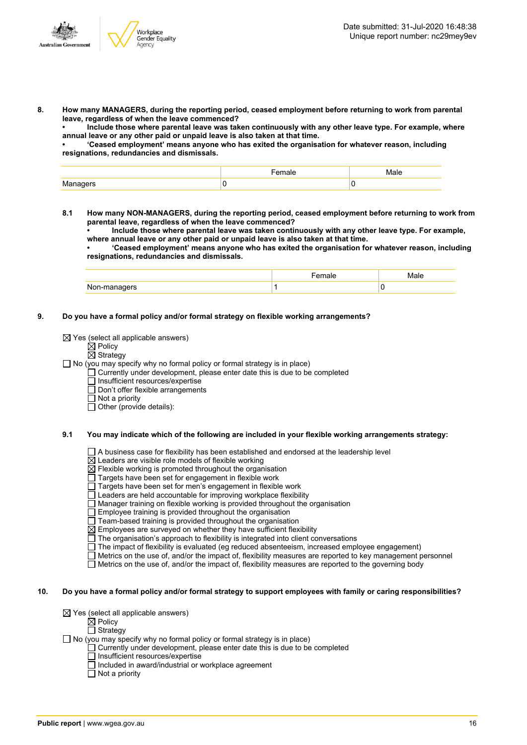**8. How many MANAGERS, during the reporting period, ceased employment before returning to work from parental leave, regardless of when the leave commenced?**

**• Include those where parental leave was taken continuously with any other leave type. For example, where annual leave or any other paid or unpaid leave is also taken at that time.**

**• 'Ceased employment' means anyone who has exited the organisation for whatever reason, including resignations, redundancies and dismissals.**

| | Female | Male |
|---|---|---|
| Managers | 0 | 0 |

**8.1 How many NON-MANAGERS, during the reporting period, ceased employment before returning to work from parental leave, regardless of when the leave commenced?**

**• Include those where parental leave was taken continuously with any other leave type. For example, where annual leave or any other paid or unpaid leave is also taken at that time.**

**• 'Ceased employment' means anyone who has exited the organisation for whatever reason, including resignations, redundancies and dismissals.**

| | Female | Male |
|---|---|---|
| Non-managers | 1 | 0 |

**9. Do you have a formal policy and/or formal strategy on flexible working arrangements?**

☒ Yes (select all applicable answers)
- ☒ Policy
- ☒ Strategy

☐ No (you may specify why no formal policy or formal strategy is in place)
- ☐ Currently under development, please enter date this is due to be completed
- ☐ Insufficient resources/expertise
- ☐ Don't offer flexible arrangements
- ☐ Not a priority
- ☐ Other (provide details):

**9.1 You may indicate which of the following are included in your flexible working arrangements strategy:**

- ☐ A business case for flexibility has been established and endorsed at the leadership level
- ☒ Leaders are visible role models of flexible working
- ☒ Flexible working is promoted throughout the organisation
- ☐ Targets have been set for engagement in flexible work
- ☐ Targets have been set for men's engagement in flexible work
- ☐ Leaders are held accountable for improving workplace flexibility
- ☐ Manager training on flexible working is provided throughout the organisation
- ☐ Employee training is provided throughout the organisation
- ☐ Team-based training is provided throughout the organisation
- ☒ Employees are surveyed on whether they have sufficient flexibility
- ☐ The organisation's approach to flexibility is integrated into client conversations
- ☐ The impact of flexibility is evaluated (eg reduced absenteeism, increased employee engagement)
- ☐ Metrics on the use of, and/or the impact of, flexibility measures are reported to key management personnel
- ☐ Metrics on the use of, and/or the impact of, flexibility measures are reported to the governing body

**10. Do you have a formal policy and/or formal strategy to support employees with family or caring responsibilities?**

☒ Yes (select all applicable answers)
- ☒ Policy
- ☐ Strategy

☐ No (you may specify why no formal policy or formal strategy is in place)
- ☐ Currently under development, please enter date this is due to be completed
- ☐ Insufficient resources/expertise
- ☐ Included in award/industrial or workplace agreement
- ☐ Not a priority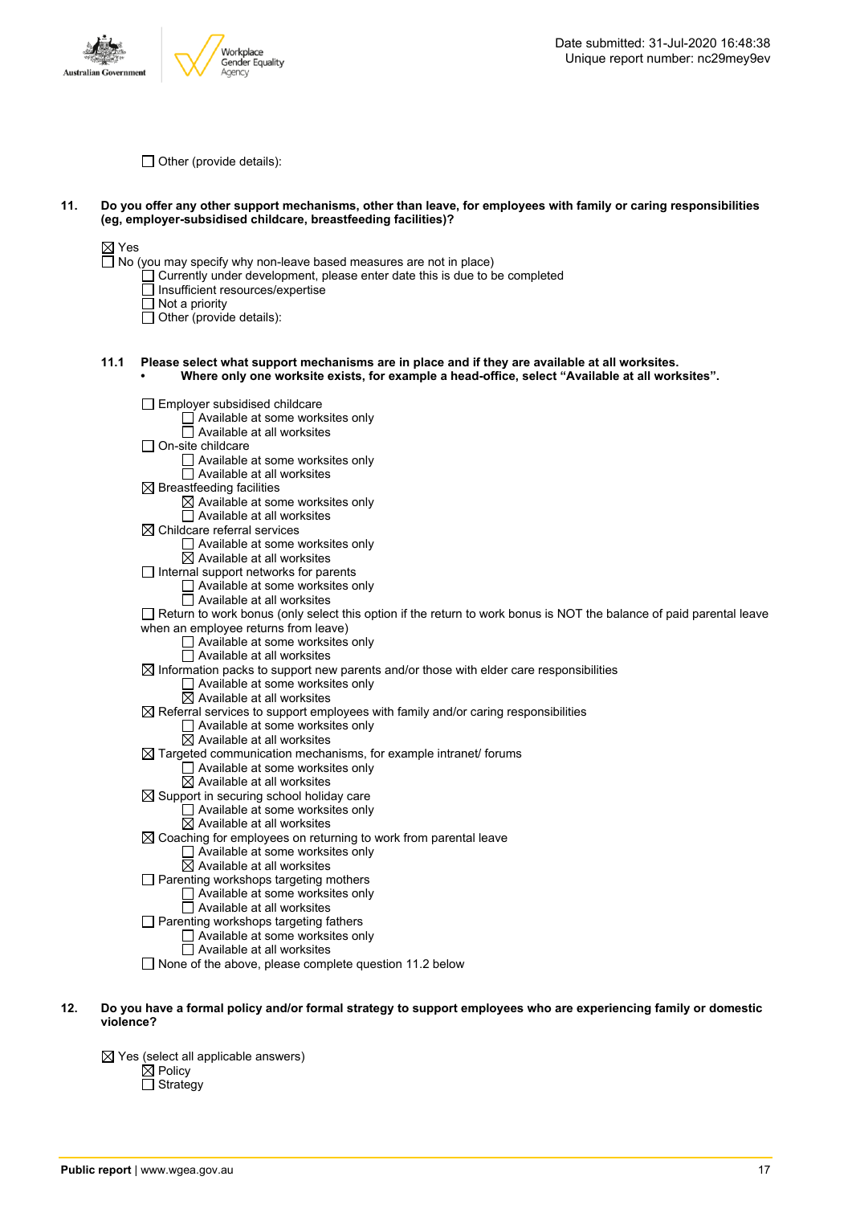Date submitted: 31-Jul-2020 16:48:38
Unique report number: nc29mey9ev

☐ Other (provide details):

**11. Do you offer any other support mechanisms, other than leave, for employees with family or caring responsibilities (eg, employer-subsidised childcare, breastfeeding facilities)?**

☒ Yes
☐ No (you may specify why non-leave based measures are not in place)
- ☐ Currently under development, please enter date this is due to be completed
- ☐ Insufficient resources/expertise
- ☐ Not a priority
- ☐ Other (provide details):

**11.1 Please select what support mechanisms are in place and if they are available at all worksites.**
- **Where only one worksite exists, for example a head-office, select "Available at all worksites".**

☐ Employer subsidised childcare
- ☐ Available at some worksites only
- ☐ Available at all worksites

☐ On-site childcare
- ☐ Available at some worksites only
- ☐ Available at all worksites

☒ Breastfeeding facilities
- ☒ Available at some worksites only
- ☐ Available at all worksites

☒ Childcare referral services
- ☐ Available at some worksites only
- ☒ Available at all worksites

☐ Internal support networks for parents
- ☐ Available at some worksites only
- ☐ Available at all worksites

☐ Return to work bonus (only select this option if the return to work bonus is NOT the balance of paid parental leave when an employee returns from leave)
- ☐ Available at some worksites only
- ☐ Available at all worksites

☒ Information packs to support new parents and/or those with elder care responsibilities
- ☐ Available at some worksites only
- ☒ Available at all worksites

☒ Referral services to support employees with family and/or caring responsibilities
- ☐ Available at some worksites only
- ☒ Available at all worksites

☒ Targeted communication mechanisms, for example intranet/ forums
- ☐ Available at some worksites only
- ☒ Available at all worksites

☒ Support in securing school holiday care
- ☐ Available at some worksites only
- ☒ Available at all worksites

☒ Coaching for employees on returning to work from parental leave
- ☐ Available at some worksites only
- ☒ Available at all worksites

☐ Parenting workshops targeting mothers
- ☐ Available at some worksites only
- ☐ Available at all worksites

☐ Parenting workshops targeting fathers
- ☐ Available at some worksites only
- ☐ Available at all worksites

☐ None of the above, please complete question 11.2 below

**12. Do you have a formal policy and/or formal strategy to support employees who are experiencing family or domestic violence?**

☒ Yes (select all applicable answers)
- ☒ Policy
- ☐ Strategy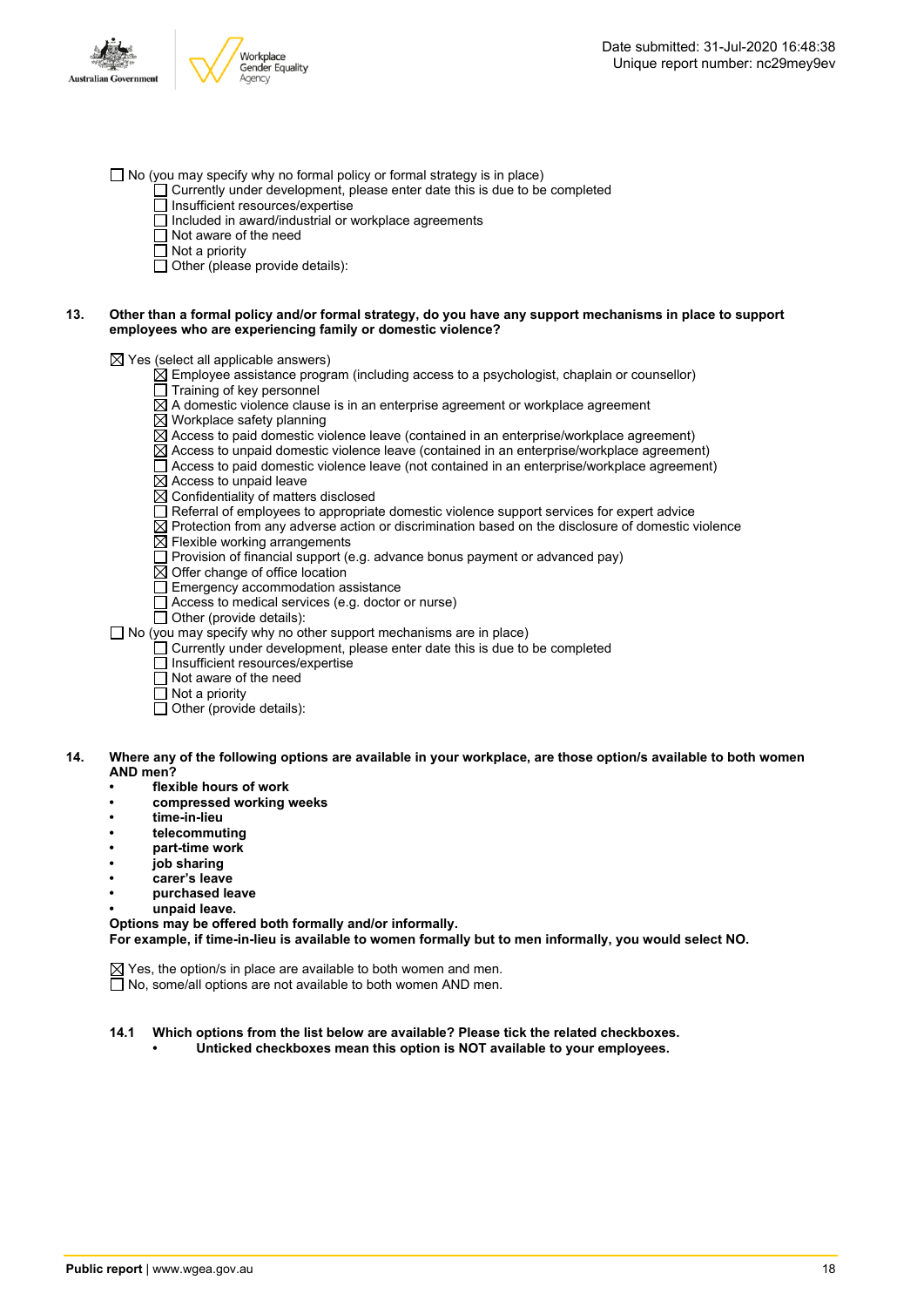- [ ] No (you may specify why no formal policy or formal strategy is in place)
    - [ ] Currently under development, please enter date this is due to be completed
    - [ ] Insufficient resources/expertise
    - [ ] Included in award/industrial or workplace agreements
    - [ ] Not aware of the need
    - [ ] Not a priority
    - [ ] Other (please provide details):

**13. Other than a formal policy and/or formal strategy, do you have any support mechanisms in place to support employees who are experiencing family or domestic violence?**

- [x] Yes (select all applicable answers)
    - [x] Employee assistance program (including access to a psychologist, chaplain or counsellor)
    - [ ] Training of key personnel
    - [x] A domestic violence clause is in an enterprise agreement or workplace agreement
    - [x] Workplace safety planning
    - [x] Access to paid domestic violence leave (contained in an enterprise/workplace agreement)
    - [x] Access to unpaid domestic violence leave (contained in an enterprise/workplace agreement)
    - [ ] Access to paid domestic violence leave (not contained in an enterprise/workplace agreement)
    - [x] Access to unpaid leave
    - [x] Confidentiality of matters disclosed
    - [ ] Referral of employees to appropriate domestic violence support services for expert advice
    - [x] Protection from any adverse action or discrimination based on the disclosure of domestic violence
    - [x] Flexible working arrangements
    - [ ] Provision of financial support (e.g. advance bonus payment or advanced pay)
    - [x] Offer change of office location
    - [ ] Emergency accommodation assistance
    - [ ] Access to medical services (e.g. doctor or nurse)
    - [ ] Other (provide details):
- [ ] No (you may specify why no other support mechanisms are in place)
    - [ ] Currently under development, please enter date this is due to be completed
    - [ ] Insufficient resources/expertise
    - [ ] Not aware of the need
    - [ ] Not a priority
    - [ ] Other (provide details):

**14. Where any of the following options are available in your workplace, are those option/s available to both women AND men?**

- **flexible hours of work**
- **compressed working weeks**
- **time-in-lieu**
- **telecommuting**
- **part-time work**
- **job sharing**
- **carer's leave**
- **purchased leave**
- **unpaid leave.**

**Options may be offered both formally and/or informally.**
**For example, if time-in-lieu is available to women formally but to men informally, you would select NO.**

- [x] Yes, the option/s in place are available to both women and men.
- [ ] No, some/all options are not available to both women AND men.

**14.1 Which options from the list below are available? Please tick the related checkboxes.**

- **Unticked checkboxes mean this option is NOT available to your employees.**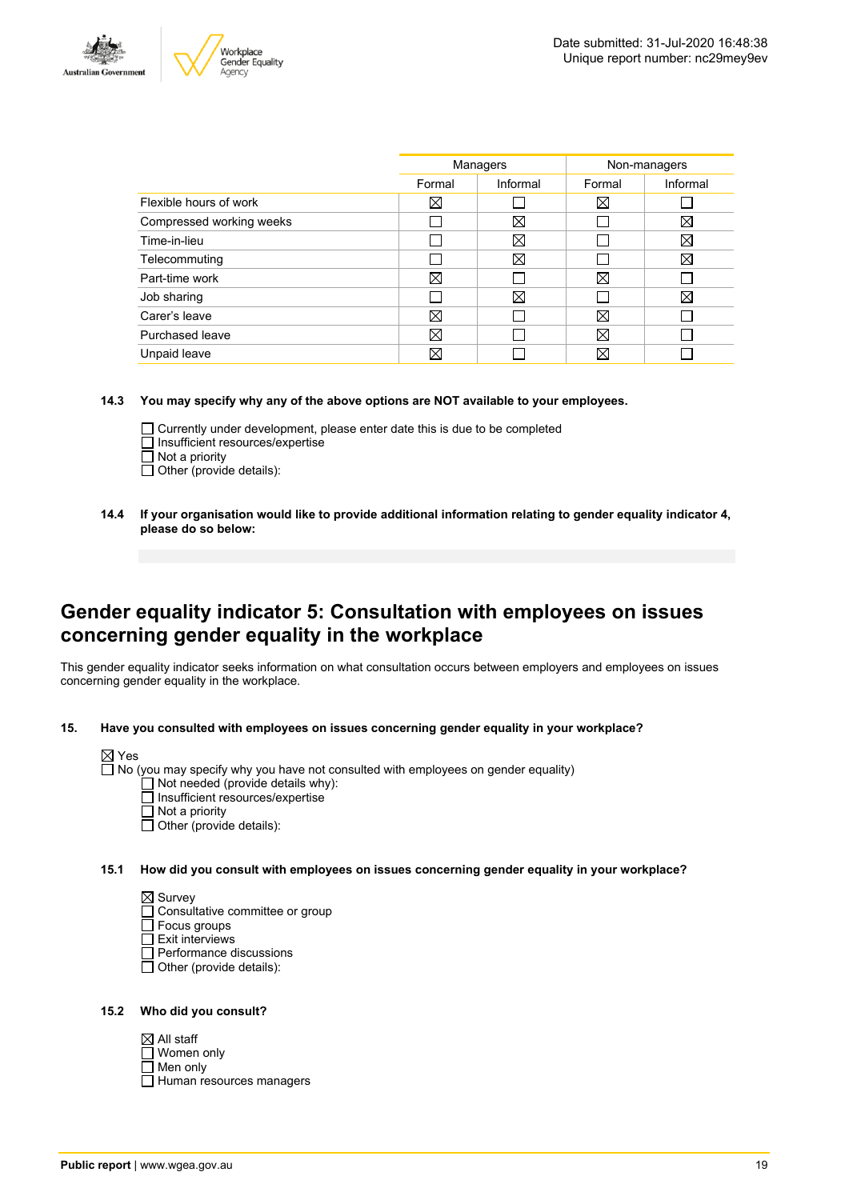| | Managers | | Non-managers | |
|---|---|---|---|---|
| | Formal | Informal | Formal | Informal |
| Flexible hours of work | ☒ | ☐ | ☒ | ☐ |
| Compressed working weeks | ☐ | ☒ | ☐ | ☒ |
| Time-in-lieu | ☐ | ☒ | ☐ | ☒ |
| Telecommuting | ☐ | ☒ | ☐ | ☒ |
| Part-time work | ☒ | ☐ | ☒ | ☐ |
| Job sharing | ☐ | ☒ | ☐ | ☒ |
| Carer's leave | ☒ | ☐ | ☒ | ☐ |
| Purchased leave | ☒ | ☐ | ☒ | ☐ |
| Unpaid leave | ☒ | ☐ | ☒ | ☐ |

**14.3 You may specify why any of the above options are NOT available to your employees.**

☐ Currently under development, please enter date this is due to be completed
☐ Insufficient resources/expertise
☐ Not a priority
☐ Other (provide details):

**14.4 If your organisation would like to provide additional information relating to gender equality indicator 4, please do so below:**

# Gender equality indicator 5: Consultation with employees on issues concerning gender equality in the workplace

This gender equality indicator seeks information on what consultation occurs between employers and employees on issues concerning gender equality in the workplace.

**15. Have you consulted with employees on issues concerning gender equality in your workplace?**

☒ Yes
☐ No (you may specify why you have not consulted with employees on gender equality)
  ☐ Not needed (provide details why):
  ☐ Insufficient resources/expertise
  ☐ Not a priority
  ☐ Other (provide details):

**15.1 How did you consult with employees on issues concerning gender equality in your workplace?**

☒ Survey
☐ Consultative committee or group
☐ Focus groups
☐ Exit interviews
☐ Performance discussions
☐ Other (provide details):

**15.2 Who did you consult?**

☒ All staff
☐ Women only
☐ Men only
☐ Human resources managers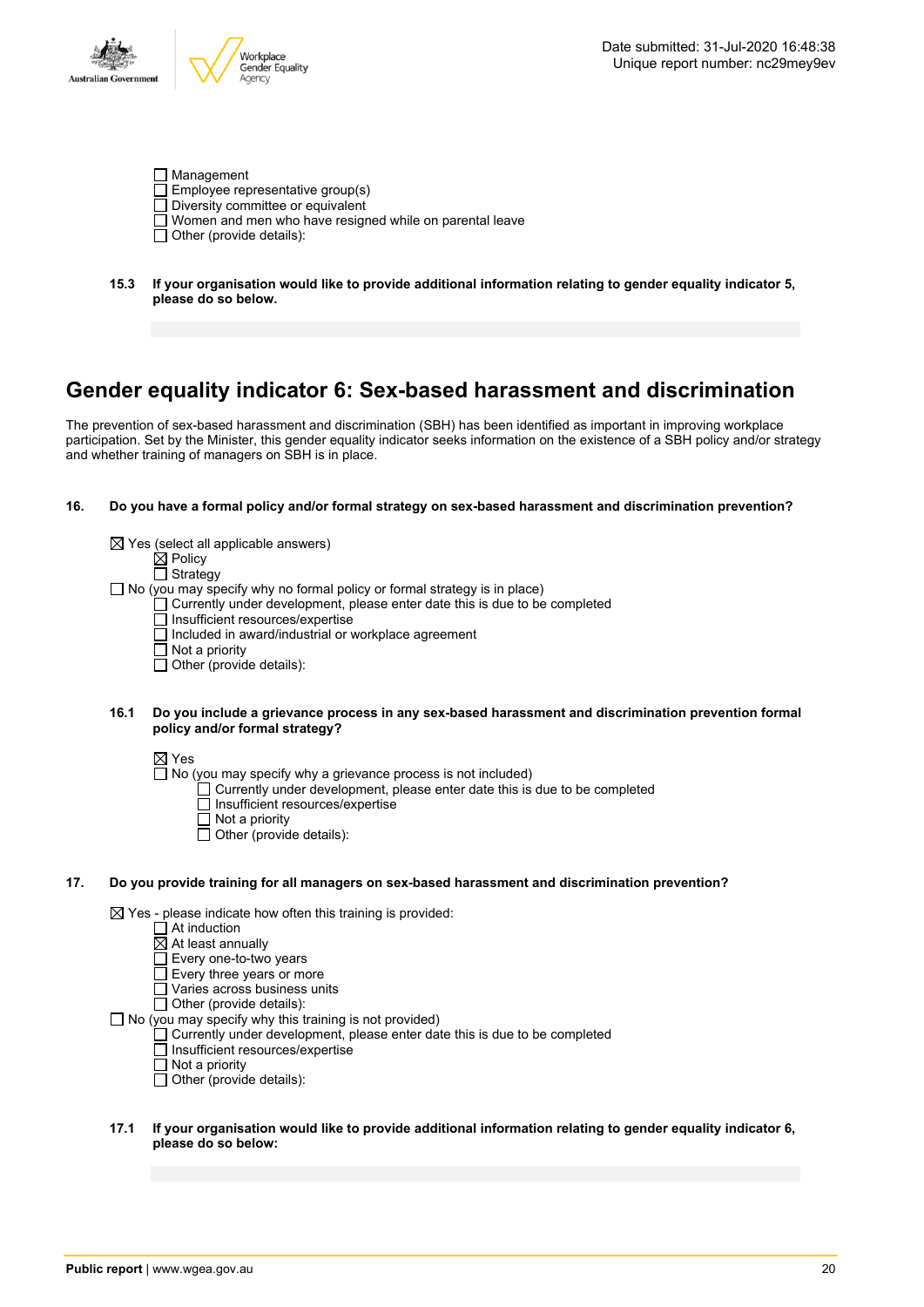- ☐ Management
- ☐ Employee representative group(s)
- ☐ Diversity committee or equivalent
- ☐ Women and men who have resigned while on parental leave
- ☐ Other (provide details):

**15.3 If your organisation would like to provide additional information relating to gender equality indicator 5, please do so below.**

## Gender equality indicator 6: Sex-based harassment and discrimination

The prevention of sex-based harassment and discrimination (SBH) has been identified as important in improving workplace participation. Set by the Minister, this gender equality indicator seeks information on the existence of a SBH policy and/or strategy and whether training of managers on SBH is in place.

**16. Do you have a formal policy and/or formal strategy on sex-based harassment and discrimination prevention?**

- ☒ Yes (select all applicable answers)
  - ☒ Policy
  - ☐ Strategy
- ☐ No (you may specify why no formal policy or formal strategy is in place)
  - ☐ Currently under development, please enter date this is due to be completed
  - ☐ Insufficient resources/expertise
  - ☐ Included in award/industrial or workplace agreement
  - ☐ Not a priority
  - ☐ Other (provide details):

**16.1 Do you include a grievance process in any sex-based harassment and discrimination prevention formal policy and/or formal strategy?**

- ☒ Yes
- ☐ No (you may specify why a grievance process is not included)
  - ☐ Currently under development, please enter date this is due to be completed
  - ☐ Insufficient resources/expertise
  - ☐ Not a priority
  - ☐ Other (provide details):

**17. Do you provide training for all managers on sex-based harassment and discrimination prevention?**

- ☒ Yes - please indicate how often this training is provided:
  - ☐ At induction
  - ☒ At least annually
  - ☐ Every one-to-two years
  - ☐ Every three years or more
  - ☐ Varies across business units
  - ☐ Other (provide details):
- ☐ No (you may specify why this training is not provided)
  - ☐ Currently under development, please enter date this is due to be completed
  - ☐ Insufficient resources/expertise
  - ☐ Not a priority
  - ☐ Other (provide details):

**17.1 If your organisation would like to provide additional information relating to gender equality indicator 6, please do so below:**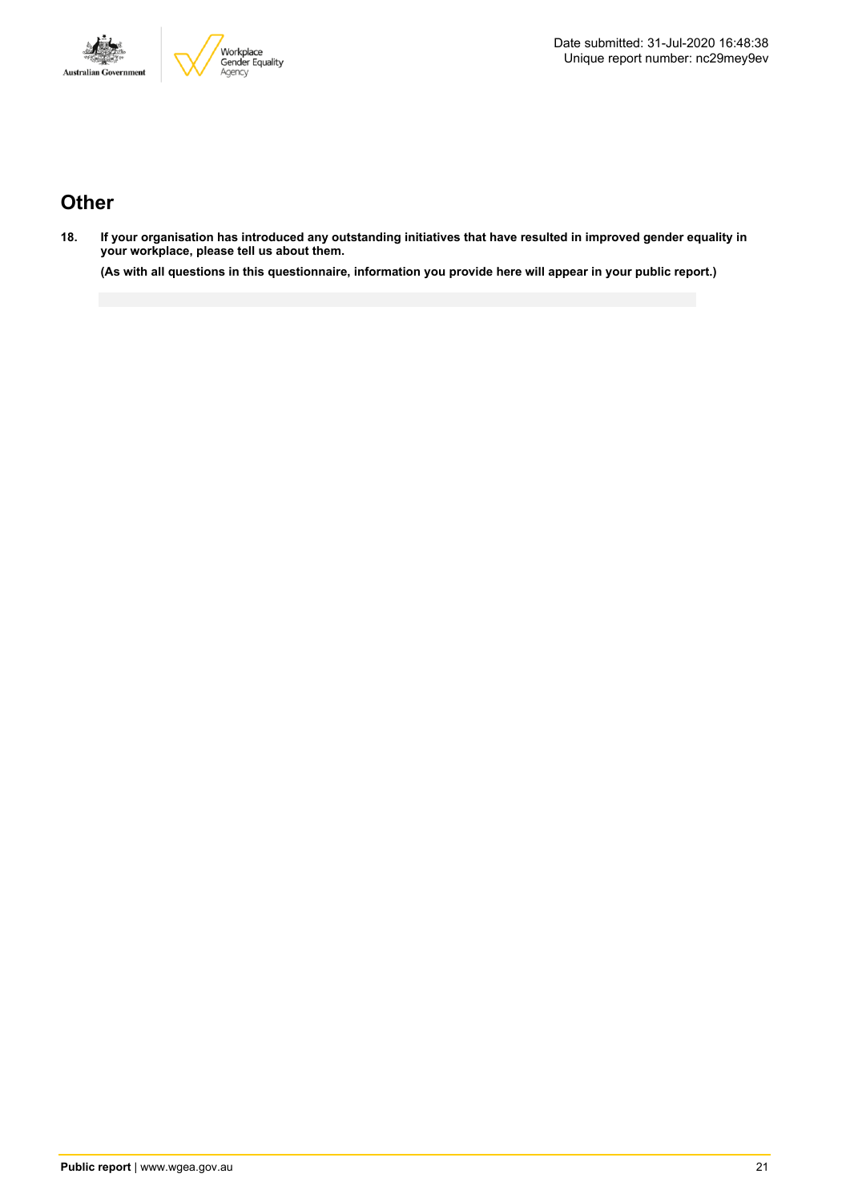## Other

18. **If your organisation has introduced any outstanding initiatives that have resulted in improved gender equality in your workplace, please tell us about them.**

    **(As with all questions in this questionnaire, information you provide here will appear in your public report.)**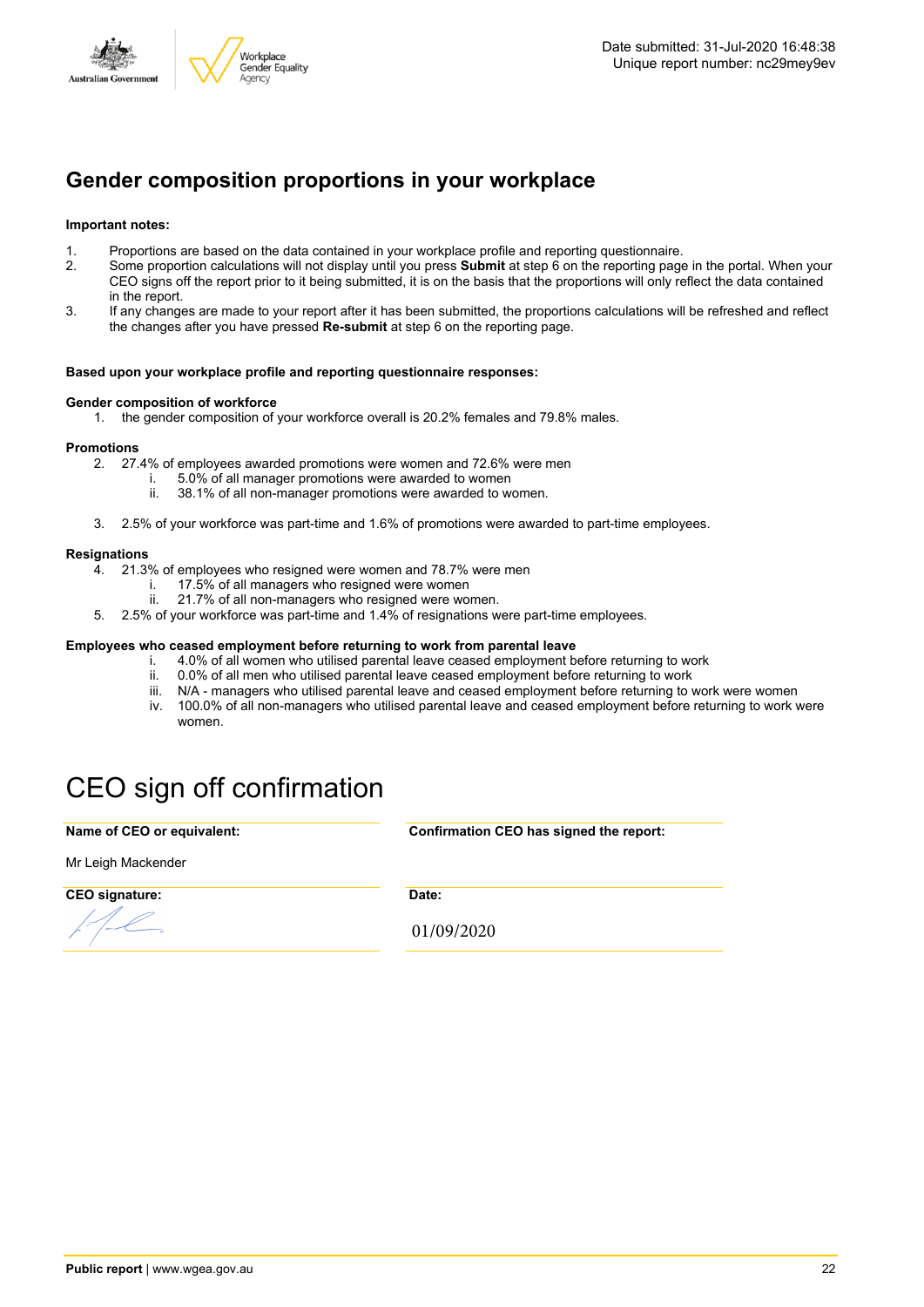Date submitted: 31-Jul-2020 16:48:38
Unique report number: nc29mey9ev

## Gender composition proportions in your workplace

**Important notes:**

1. Proportions are based on the data contained in your workplace profile and reporting questionnaire.
2. Some proportion calculations will not display until you press **Submit** at step 6 on the reporting page in the portal. When your CEO signs off the report prior to it being submitted, it is on the basis that the proportions will only reflect the data contained in the report.
3. If any changes are made to your report after it has been submitted, the proportions calculations will be refreshed and reflect the changes after you have pressed **Re-submit** at step 6 on the reporting page.

**Based upon your workplace profile and reporting questionnaire responses:**

**Gender composition of workforce**

1. the gender composition of your workforce overall is 20.2% females and 79.8% males.

**Promotions**

2. 27.4% of employees awarded promotions were women and 72.6% were men
   i. 5.0% of all manager promotions were awarded to women
   ii. 38.1% of all non-manager promotions were awarded to women.

3. 2.5% of your workforce was part-time and 1.6% of promotions were awarded to part-time employees.

**Resignations**

4. 21.3% of employees who resigned were women and 78.7% were men
   i. 17.5% of all managers who resigned were women
   ii. 21.7% of all non-managers who resigned were women.
5. 2.5% of your workforce was part-time and 1.4% of resignations were part-time employees.

**Employees who ceased employment before returning to work from parental leave**

i. 4.0% of all women who utilised parental leave ceased employment before returning to work
ii. 0.0% of all men who utilised parental leave ceased employment before returning to work
iii. N/A - managers who utilised parental leave and ceased employment before returning to work were women
iv. 100.0% of all non-managers who utilised parental leave and ceased employment before returning to work were women.

# CEO sign off confirmation

**Name of CEO or equivalent:**

Mr Leigh Mackender

**Confirmation CEO has signed the report:**

**CEO signature:**

**Date:**

01/09/2020